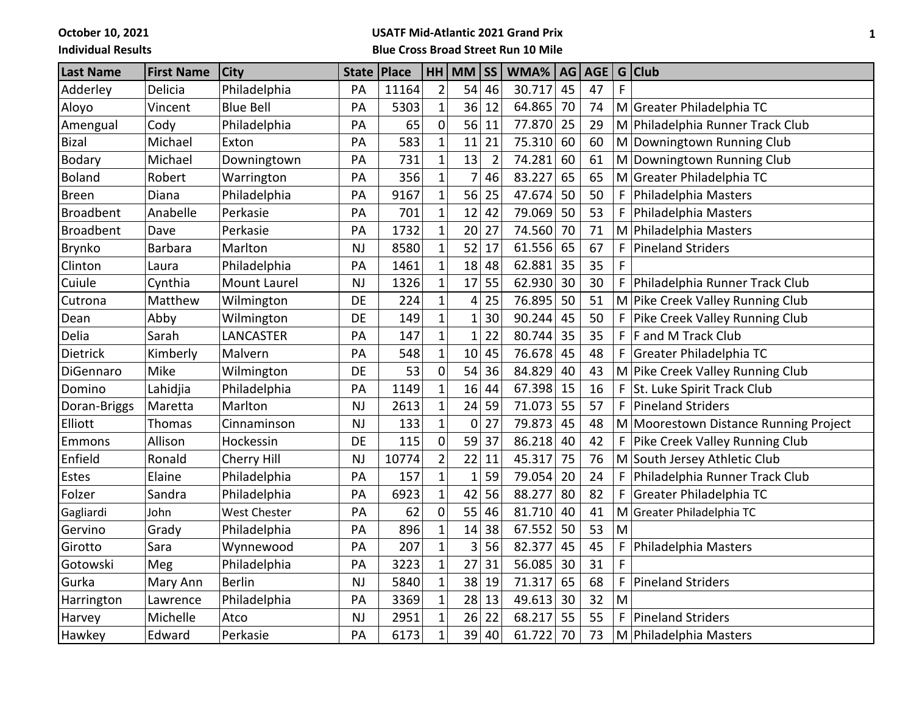October 10, 2021
Individual Results

**USATF Mid-Atlantic 2021 Grand Prix**
**Blue Cross Broad Street Run 10 Mile**

| Last Name | First Name | City | State | Place | HH | MM | SS | WMA% | AG | AGE | G | Club |
|---|---|---|---|---|---|---|---|---|---|---|---|---|
| Adderley | Delicia | Philadelphia | PA | 11164 | 2 | 54 | 46 | 30.717 | 45 | 47 | F | |
| Aloyo | Vincent | Blue Bell | PA | 5303 | 1 | 36 | 12 | 64.865 | 70 | 74 | M | Greater Philadelphia TC |
| Amengual | Cody | Philadelphia | PA | 65 | 0 | 56 | 11 | 77.870 | 25 | 29 | M | Philadelphia Runner Track Club |
| Bizal | Michael | Exton | PA | 583 | 1 | 11 | 21 | 75.310 | 60 | 60 | M | Downingtown Running Club |
| Bodary | Michael | Downingtown | PA | 731 | 1 | 13 | 2 | 74.281 | 60 | 61 | M | Downingtown Running Club |
| Boland | Robert | Warrington | PA | 356 | 1 | 7 | 46 | 83.227 | 65 | 65 | M | Greater Philadelphia TC |
| Breen | Diana | Philadelphia | PA | 9167 | 1 | 56 | 25 | 47.674 | 50 | 50 | F | Philadelphia Masters |
| Broadbent | Anabelle | Perkasie | PA | 701 | 1 | 12 | 42 | 79.069 | 50 | 53 | F | Philadelphia Masters |
| Broadbent | Dave | Perkasie | PA | 1732 | 1 | 20 | 27 | 74.560 | 70 | 71 | M | Philadelphia Masters |
| Brynko | Barbara | Marlton | NJ | 8580 | 1 | 52 | 17 | 61.556 | 65 | 67 | F | Pineland Striders |
| Clinton | Laura | Philadelphia | PA | 1461 | 1 | 18 | 48 | 62.881 | 35 | 35 | F | |
| Cuiule | Cynthia | Mount Laurel | NJ | 1326 | 1 | 17 | 55 | 62.930 | 30 | 30 | F | Philadelphia Runner Track Club |
| Cutrona | Matthew | Wilmington | DE | 224 | 1 | 4 | 25 | 76.895 | 50 | 51 | M | Pike Creek Valley Running Club |
| Dean | Abby | Wilmington | DE | 149 | 1 | 1 | 30 | 90.244 | 45 | 50 | F | Pike Creek Valley Running Club |
| Delia | Sarah | LANCASTER | PA | 147 | 1 | 1 | 22 | 80.744 | 35 | 35 | F | F and M Track Club |
| Dietrick | Kimberly | Malvern | PA | 548 | 1 | 10 | 45 | 76.678 | 45 | 48 | F | Greater Philadelphia TC |
| DiGennaro | Mike | Wilmington | DE | 53 | 0 | 54 | 36 | 84.829 | 40 | 43 | M | Pike Creek Valley Running Club |
| Domino | Lahidjia | Philadelphia | PA | 1149 | 1 | 16 | 44 | 67.398 | 15 | 16 | F | St. Luke Spirit Track Club |
| Doran-Briggs | Maretta | Marlton | NJ | 2613 | 1 | 24 | 59 | 71.073 | 55 | 57 | F | Pineland Striders |
| Elliott | Thomas | Cinnaminson | NJ | 133 | 1 | 0 | 27 | 79.873 | 45 | 48 | M | Moorestown Distance Running Project |
| Emmons | Allison | Hockessin | DE | 115 | 0 | 59 | 37 | 86.218 | 40 | 42 | F | Pike Creek Valley Running Club |
| Enfield | Ronald | Cherry Hill | NJ | 10774 | 2 | 22 | 11 | 45.317 | 75 | 76 | M | South Jersey Athletic Club |
| Estes | Elaine | Philadelphia | PA | 157 | 1 | 1 | 59 | 79.054 | 20 | 24 | F | Philadelphia Runner Track Club |
| Folzer | Sandra | Philadelphia | PA | 6923 | 1 | 42 | 56 | 88.277 | 80 | 82 | F | Greater Philadelphia TC |
| Gagliardi | John | West Chester | PA | 62 | 0 | 55 | 46 | 81.710 | 40 | 41 | M | Greater Philadelphia TC |
| Gervino | Grady | Philadelphia | PA | 896 | 1 | 14 | 38 | 67.552 | 50 | 53 | M | |
| Girotto | Sara | Wynnewood | PA | 207 | 1 | 3 | 56 | 82.377 | 45 | 45 | F | Philadelphia Masters |
| Gotowski | Meg | Philadelphia | PA | 3223 | 1 | 27 | 31 | 56.085 | 30 | 31 | F | |
| Gurka | Mary Ann | Berlin | NJ | 5840 | 1 | 38 | 19 | 71.317 | 65 | 68 | F | Pineland Striders |
| Harrington | Lawrence | Philadelphia | PA | 3369 | 1 | 28 | 13 | 49.613 | 30 | 32 | M | |
| Harvey | Michelle | Atco | NJ | 2951 | 1 | 26 | 22 | 68.217 | 55 | 55 | F | Pineland Striders |
| Hawkey | Edward | Perkasie | PA | 6173 | 1 | 39 | 40 | 61.722 | 70 | 73 | M | Philadelphia Masters |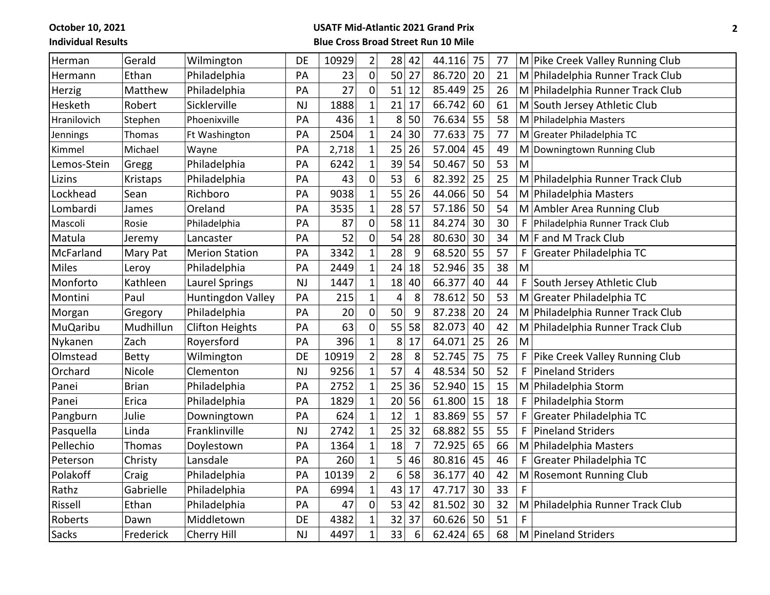| | | | | | | | | | | | | |
|---|---|---|---|---|---|---|---|---|---|---|---|---|
| Herman | Gerald | Wilmington | DE | 10929 | 2 | 28 | 42 | 44.116 | 75 | 77 | M | Pike Creek Valley Running Club |
| Hermann | Ethan | Philadelphia | PA | 23 | 0 | 50 | 27 | 86.720 | 20 | 21 | M | Philadelphia Runner Track Club |
| Herzig | Matthew | Philadelphia | PA | 27 | 0 | 51 | 12 | 85.449 | 25 | 26 | M | Philadelphia Runner Track Club |
| Hesketh | Robert | Sicklerville | NJ | 1888 | 1 | 21 | 17 | 66.742 | 60 | 61 | M | South Jersey Athletic Club |
| Hranilovich | Stephen | Phoenixville | PA | 436 | 1 | 8 | 50 | 76.634 | 55 | 58 | M | Philadelphia Masters |
| Jennings | Thomas | Ft Washington | PA | 2504 | 1 | 24 | 30 | 77.633 | 75 | 77 | M | Greater Philadelphia TC |
| Kimmel | Michael | Wayne | PA | 2,718 | 1 | 25 | 26 | 57.004 | 45 | 49 | M | Downingtown Running Club |
| Lemos-Stein | Gregg | Philadelphia | PA | 6242 | 1 | 39 | 54 | 50.467 | 50 | 53 | M | |
| Lizins | Kristaps | Philadelphia | PA | 43 | 0 | 53 | 6 | 82.392 | 25 | 25 | M | Philadelphia Runner Track Club |
| Lockhead | Sean | Richboro | PA | 9038 | 1 | 55 | 26 | 44.066 | 50 | 54 | M | Philadelphia Masters |
| Lombardi | James | Oreland | PA | 3535 | 1 | 28 | 57 | 57.186 | 50 | 54 | M | Ambler Area Running Club |
| Mascoli | Rosie | Philadelphia | PA | 87 | 0 | 58 | 11 | 84.274 | 30 | 30 | F | Philadelphia Runner Track Club |
| Matula | Jeremy | Lancaster | PA | 52 | 0 | 54 | 28 | 80.630 | 30 | 34 | M | F and M Track Club |
| McFarland | Mary Pat | Merion Station | PA | 3342 | 1 | 28 | 9 | 68.520 | 55 | 57 | F | Greater Philadelphia TC |
| Miles | Leroy | Philadelphia | PA | 2449 | 1 | 24 | 18 | 52.946 | 35 | 38 | M | |
| Monforto | Kathleen | Laurel Springs | NJ | 1447 | 1 | 18 | 40 | 66.377 | 40 | 44 | F | South Jersey Athletic Club |
| Montini | Paul | Huntingdon Valley | PA | 215 | 1 | 4 | 8 | 78.612 | 50 | 53 | M | Greater Philadelphia TC |
| Morgan | Gregory | Philadelphia | PA | 20 | 0 | 50 | 9 | 87.238 | 20 | 24 | M | Philadelphia Runner Track Club |
| MuQaribu | Mudhillun | Clifton Heights | PA | 63 | 0 | 55 | 58 | 82.073 | 40 | 42 | M | Philadelphia Runner Track Club |
| Nykanen | Zach | Royersford | PA | 396 | 1 | 8 | 17 | 64.071 | 25 | 26 | M | |
| Olmstead | Betty | Wilmington | DE | 10919 | 2 | 28 | 8 | 52.745 | 75 | 75 | F | Pike Creek Valley Running Club |
| Orchard | Nicole | Clementon | NJ | 9256 | 1 | 57 | 4 | 48.534 | 50 | 52 | F | Pineland Striders |
| Panei | Brian | Philadelphia | PA | 2752 | 1 | 25 | 36 | 52.940 | 15 | 15 | M | Philadelphia Storm |
| Panei | Erica | Philadelphia | PA | 1829 | 1 | 20 | 56 | 61.800 | 15 | 18 | F | Philadelphia Storm |
| Pangburn | Julie | Downingtown | PA | 624 | 1 | 12 | 1 | 83.869 | 55 | 57 | F | Greater Philadelphia TC |
| Pasquella | Linda | Franklinville | NJ | 2742 | 1 | 25 | 32 | 68.882 | 55 | 55 | F | Pineland Striders |
| Pellechio | Thomas | Doylestown | PA | 1364 | 1 | 18 | 7 | 72.925 | 65 | 66 | M | Philadelphia Masters |
| Peterson | Christy | Lansdale | PA | 260 | 1 | 5 | 46 | 80.816 | 45 | 46 | F | Greater Philadelphia TC |
| Polakoff | Craig | Philadelphia | PA | 10139 | 2 | 6 | 58 | 36.177 | 40 | 42 | M | Rosemont Running Club |
| Rathz | Gabrielle | Philadelphia | PA | 6994 | 1 | 43 | 17 | 47.717 | 30 | 33 | F | |
| Rissell | Ethan | Philadelphia | PA | 47 | 0 | 53 | 42 | 81.502 | 30 | 32 | M | Philadelphia Runner Track Club |
| Roberts | Dawn | Middletown | DE | 4382 | 1 | 32 | 37 | 60.626 | 50 | 51 | F | |
| Sacks | Frederick | Cherry Hill | NJ | 4497 | 1 | 33 | 6 | 62.424 | 65 | 68 | M | Pineland Striders |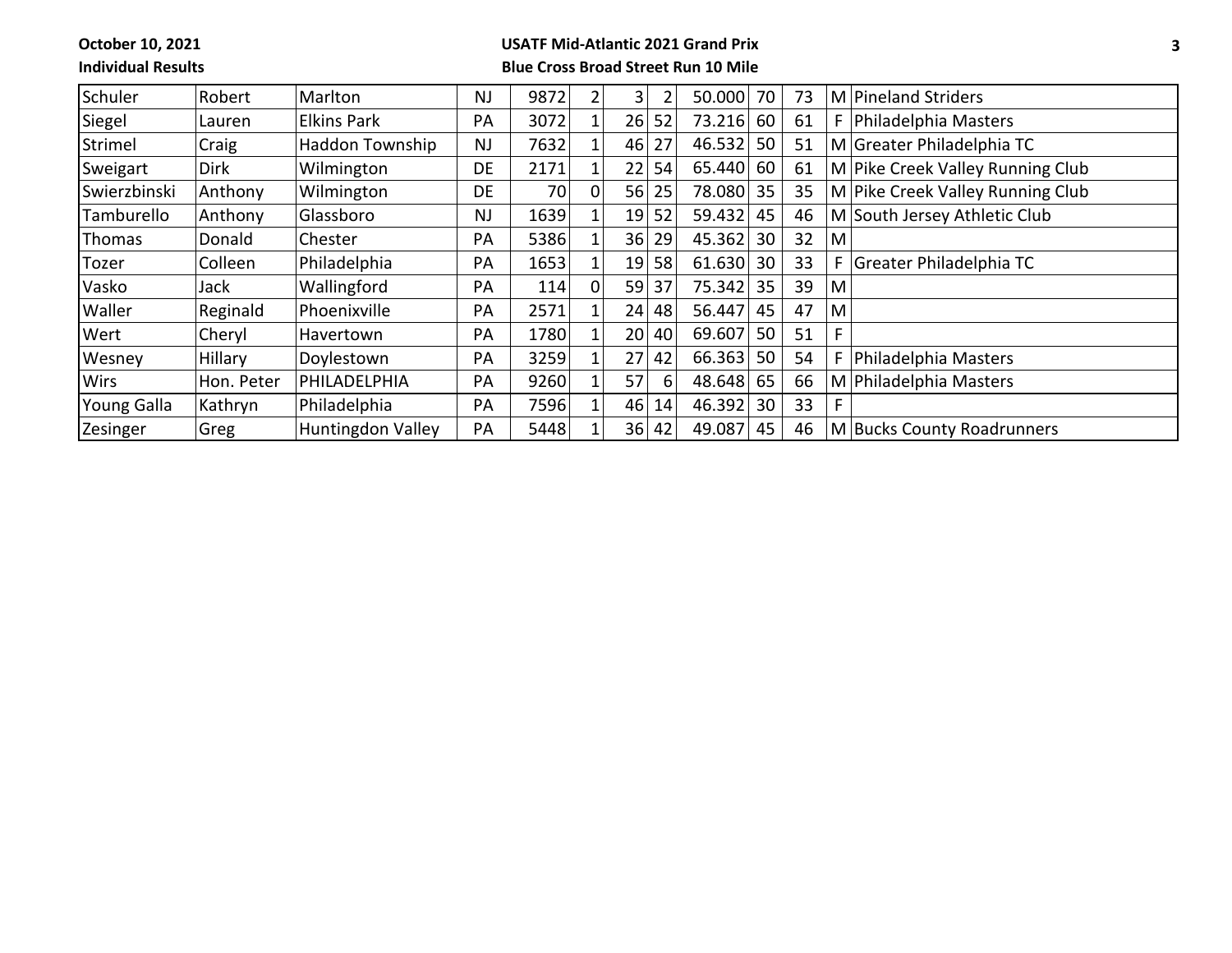| | | | | | | | | | | | | |
|---|---|---|---|---|---|---|---|---|---|---|---|---|
| Schuler | Robert | Marlton | NJ | 9872 | 2 | 3 | 2 | 50.000 | 70 | 73 | M | Pineland Striders |
| Siegel | Lauren | Elkins Park | PA | 3072 | 1 | 26 | 52 | 73.216 | 60 | 61 | F | Philadelphia Masters |
| Strimel | Craig | Haddon Township | NJ | 7632 | 1 | 46 | 27 | 46.532 | 50 | 51 | M | Greater Philadelphia TC |
| Sweigart | Dirk | Wilmington | DE | 2171 | 1 | 22 | 54 | 65.440 | 60 | 61 | M | Pike Creek Valley Running Club |
| Swierzbinski | Anthony | Wilmington | DE | 70 | 0 | 56 | 25 | 78.080 | 35 | 35 | M | Pike Creek Valley Running Club |
| Tamburello | Anthony | Glassboro | NJ | 1639 | 1 | 19 | 52 | 59.432 | 45 | 46 | M | South Jersey Athletic Club |
| Thomas | Donald | Chester | PA | 5386 | 1 | 36 | 29 | 45.362 | 30 | 32 | M | |
| Tozer | Colleen | Philadelphia | PA | 1653 | 1 | 19 | 58 | 61.630 | 30 | 33 | F | Greater Philadelphia TC |
| Vasko | Jack | Wallingford | PA | 114 | 0 | 59 | 37 | 75.342 | 35 | 39 | M | |
| Waller | Reginald | Phoenixville | PA | 2571 | 1 | 24 | 48 | 56.447 | 45 | 47 | M | |
| Wert | Cheryl | Havertown | PA | 1780 | 1 | 20 | 40 | 69.607 | 50 | 51 | F | |
| Wesney | Hillary | Doylestown | PA | 3259 | 1 | 27 | 42 | 66.363 | 50 | 54 | F | Philadelphia Masters |
| Wirs | Hon. Peter | PHILADELPHIA | PA | 9260 | 1 | 57 | 6 | 48.648 | 65 | 66 | M | Philadelphia Masters |
| Young Galla | Kathryn | Philadelphia | PA | 7596 | 1 | 46 | 14 | 46.392 | 30 | 33 | F | |
| Zesinger | Greg | Huntingdon Valley | PA | 5448 | 1 | 36 | 42 | 49.087 | 45 | 46 | M | Bucks County Roadrunners |